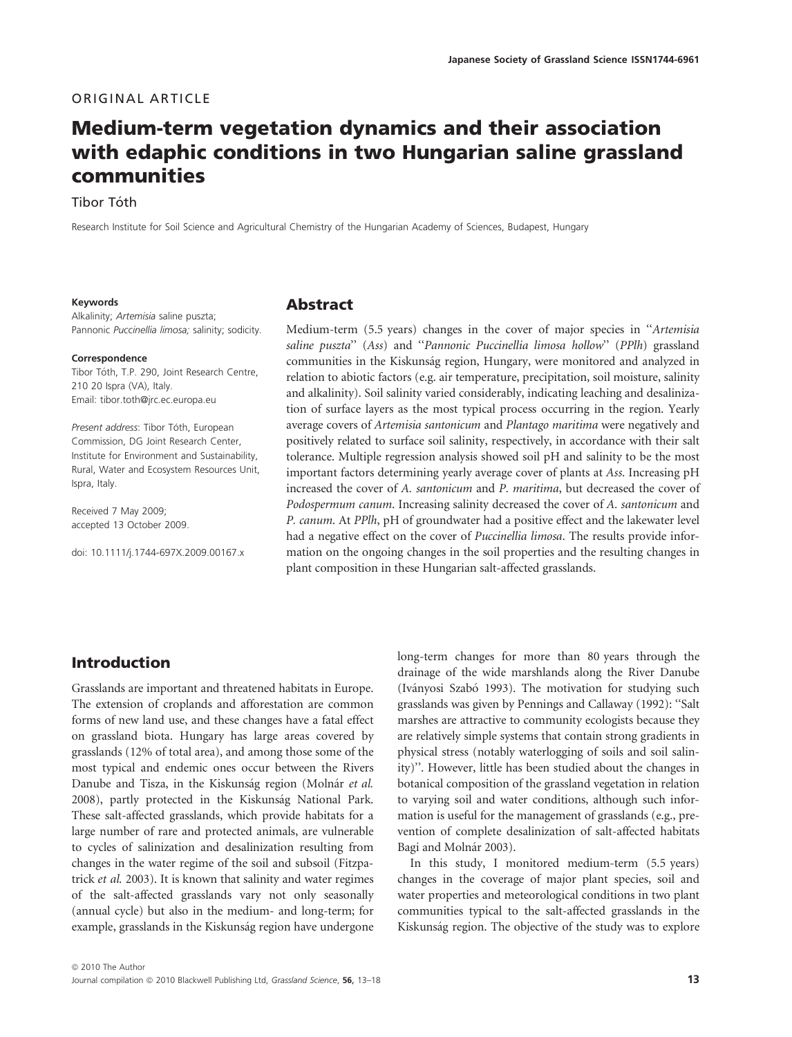ORIGINAL ARTICLE

# Medium-term vegetation dynamics and their association with edaphic conditions in two Hungarian saline grassland communities

Tibor Tóth

Research Institute for Soil Science and Agricultural Chemistry of the Hungarian Academy of Sciences, Budapest, Hungary

**Keywords**

Alkalinity; *Artemisia* saline puszta; Pannonic *Puccinellia limosa;* salinity; sodicity.

**Correspondence**

Tibor Tóth, T.P. 290, Joint Research Centre, 210 20 Ispra (VA), Italy.
Email: tibor.toth@jrc.ec.europa.eu

*Present address*: Tibor Tóth, European Commission, DG Joint Research Center, Institute for Environment and Sustainability, Rural, Water and Ecosystem Resources Unit, Ispra, Italy.

Received 7 May 2009;
accepted 13 October 2009.

doi: 10.1111/j.1744-697X.2009.00167.x

## Abstract

Medium-term (5.5 years) changes in the cover of major species in "*Artemisia saline puszta*" (*Ass*) and "*Pannonic Puccinellia limosa hollow*" (*PPlh*) grassland communities in the Kiskunság region, Hungary, were monitored and analyzed in relation to abiotic factors (e.g. air temperature, precipitation, soil moisture, salinity and alkalinity). Soil salinity varied considerably, indicating leaching and desalinization of surface layers as the most typical process occurring in the region. Yearly average covers of *Artemisia santonicum* and *Plantago maritima* were negatively and positively related to surface soil salinity, respectively, in accordance with their salt tolerance. Multiple regression analysis showed soil pH and salinity to be the most important factors determining yearly average cover of plants at *Ass*. Increasing pH increased the cover of *A. santonicum* and *P. maritima*, but decreased the cover of *Podospermum canum*. Increasing salinity decreased the cover of *A. santonicum* and *P. canum*. At *PPlh*, pH of groundwater had a positive effect and the lakewater level had a negative effect on the cover of *Puccinellia limosa*. The results provide information on the ongoing changes in the soil properties and the resulting changes in plant composition in these Hungarian salt-affected grasslands.

## Introduction

Grasslands are important and threatened habitats in Europe. The extension of croplands and afforestation are common forms of new land use, and these changes have a fatal effect on grassland biota. Hungary has large areas covered by grasslands (12% of total area), and among those some of the most typical and endemic ones occur between the Rivers Danube and Tisza, in the Kiskunság region (Molnár *et al.* 2008), partly protected in the Kiskunság National Park. These salt-affected grasslands, which provide habitats for a large number of rare and protected animals, are vulnerable to cycles of salinization and desalinization resulting from changes in the water regime of the soil and subsoil (Fitzpatrick *et al.* 2003). It is known that salinity and water regimes of the salt-affected grasslands vary not only seasonally (annual cycle) but also in the medium- and long-term; for example, grasslands in the Kiskunság region have undergone long-term changes for more than 80 years through the drainage of the wide marshlands along the River Danube (Iványosi Szabó 1993). The motivation for studying such grasslands was given by Pennings and Callaway (1992): "Salt marshes are attractive to community ecologists because they are relatively simple systems that contain strong gradients in physical stress (notably waterlogging of soils and soil salinity)". However, little has been studied about the changes in botanical composition of the grassland vegetation in relation to varying soil and water conditions, although such information is useful for the management of grasslands (e.g., prevention of complete desalinization of salt-affected habitats Bagi and Molnár 2003).

In this study, I monitored medium-term (5.5 years) changes in the coverage of major plant species, soil and water properties and meteorological conditions in two plant communities typical to the salt-affected grasslands in the Kiskunság region. The objective of the study was to explore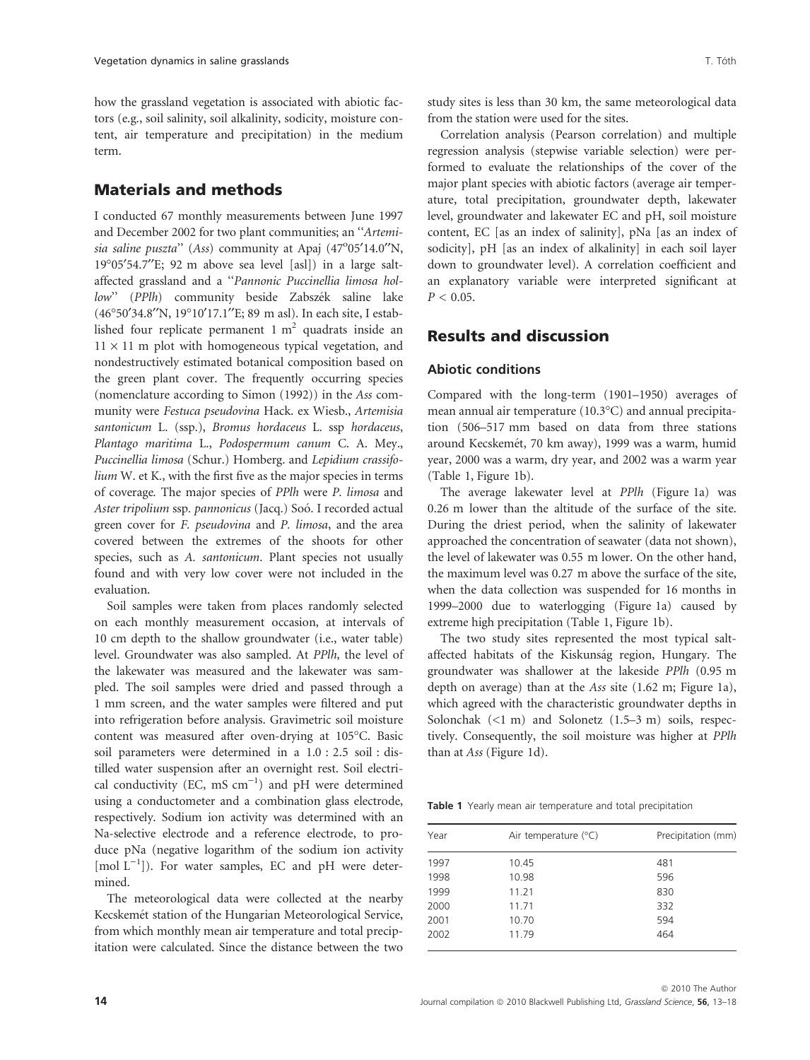how the grassland vegetation is associated with abiotic factors (e.g., soil salinity, soil alkalinity, sodicity, moisture content, air temperature and precipitation) in the medium term.

## Materials and methods

I conducted 67 monthly measurements between June 1997 and December 2002 for two plant communities; an ''*Artemisia saline puszta*'' (*Ass*) community at Apaj (47°05′14.0″N, 19°05′54.7″E; 92 m above sea level [asl]) in a large salt-affected grassland and a ''*Pannonic Puccinellia limosa hollow*'' (*PPlh*) community beside Zabszék saline lake (46°50′34.8″N, 19°10′17.1″E; 89 m asl). In each site, I established four replicate permanent 1 $m^2$ quadrats inside an 11 × 11 m plot with homogeneous typical vegetation, and nondestructively estimated botanical composition based on the green plant cover. The frequently occurring species (nomenclature according to Simon (1992)) in the *Ass* community were *Festuca pseudovina* Hack. ex Wiesb., *Artemisia santonicum* L. (ssp.), *Bromus hordaceus* L. ssp *hordaceus*, *Plantago maritima* L., *Podospermum canum* C. A. Mey., *Puccinellia limosa* (Schur.) Homberg. and *Lepidium crassifolium* W. et K., with the first five as the major species in terms of coverage. The major species of *PPlh* were *P. limosa* and *Aster tripolium* ssp. *pannonicus* (Jacq.) Soó. I recorded actual green cover for *F. pseudovina* and *P. limosa*, and the area covered between the extremes of the shoots for other species, such as *A. santonicum*. Plant species not usually found and with very low cover were not included in the evaluation.

Soil samples were taken from places randomly selected on each monthly measurement occasion, at intervals of 10 cm depth to the shallow groundwater (i.e., water table) level. Groundwater was also sampled. At *PPlh*, the level of the lakewater was measured and the lakewater was sampled. The soil samples were dried and passed through a 1 mm screen, and the water samples were filtered and put into refrigeration before analysis. Gravimetric soil moisture content was measured after oven-drying at 105°C. Basic soil parameters were determined in a 1.0 : 2.5 soil : distilled water suspension after an overnight rest. Soil electrical conductivity (EC, mS $cm^{-1}$) and pH were determined using a conductometer and a combination glass electrode, respectively. Sodium ion activity was determined with an Na-selective electrode and a reference electrode, to produce pNa (negative logarithm of the sodium ion activity [mol $L^{-1}$]). For water samples, EC and pH were determined.

The meteorological data were collected at the nearby Kecskemét station of the Hungarian Meteorological Service, from which monthly mean air temperature and total precipitation were calculated. Since the distance between the two study sites is less than 30 km, the same meteorological data from the station were used for the sites.

Correlation analysis (Pearson correlation) and multiple regression analysis (stepwise variable selection) were performed to evaluate the relationships of the cover of the major plant species with abiotic factors (average air temperature, total precipitation, groundwater depth, lakewater level, groundwater and lakewater EC and pH, soil moisture content, EC [as an index of salinity], pNa [as an index of sodicity], pH [as an index of alkalinity] in each soil layer down to groundwater level). A correlation coefficient and an explanatory variable were interpreted significant at $P < 0.05$.

## Results and discussion

### Abiotic conditions

Compared with the long-term (1901–1950) averages of mean annual air temperature (10.3°C) and annual precipitation (506–517 mm based on data from three stations around Kecskemét, 70 km away), 1999 was a warm, humid year, 2000 was a warm, dry year, and 2002 was a warm year (Table 1, Figure 1b).

The average lakewater level at *PPlh* (Figure 1a) was 0.26 m lower than the altitude of the surface of the site. During the driest period, when the salinity of lakewater approached the concentration of seawater (data not shown), the level of lakewater was 0.55 m lower. On the other hand, the maximum level was 0.27 m above the surface of the site, when the data collection was suspended for 16 months in 1999–2000 due to waterlogging (Figure 1a) caused by extreme high precipitation (Table 1, Figure 1b).

The two study sites represented the most typical salt-affected habitats of the Kiskunság region, Hungary. The groundwater was shallower at the lakeside *PPlh* (0.95 m depth on average) than at the *Ass* site (1.62 m; Figure 1a), which agreed with the characteristic groundwater depths in Solonchak (<1 m) and Solonetz (1.5–3 m) soils, respectively. Consequently, the soil moisture was higher at *PPlh* than at *Ass* (Figure 1d).

**Table 1** Yearly mean air temperature and total precipitation

| Year | Air temperature (°C) | Precipitation (mm) |
|---|---|---|
| 1997 | 10.45 | 481 |
| 1998 | 10.98 | 596 |
| 1999 | 11.21 | 830 |
| 2000 | 11.71 | 332 |
| 2001 | 10.70 | 594 |
| 2002 | 11.79 | 464 |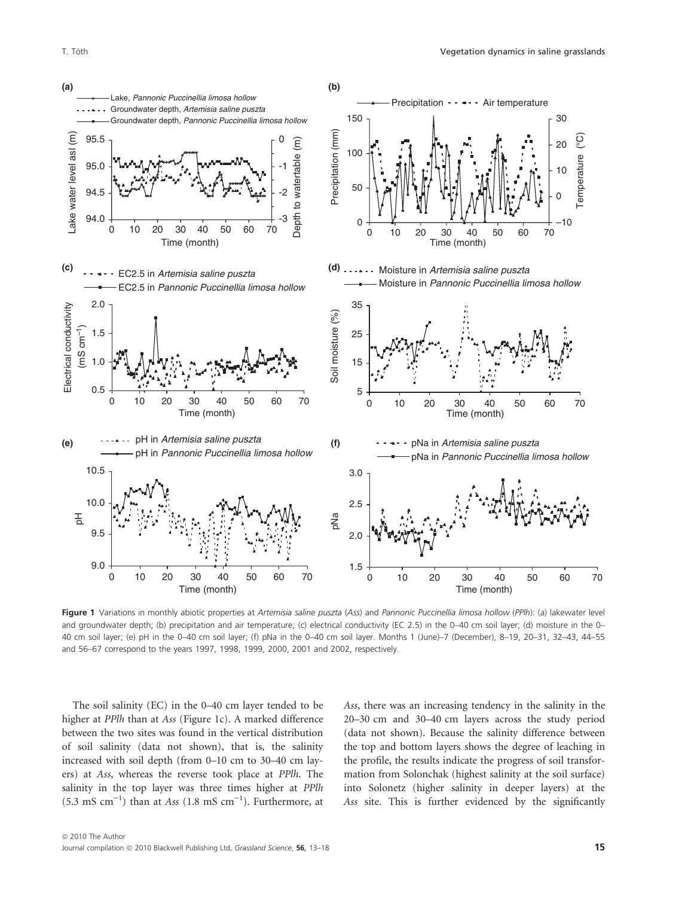**Figure 1** Variations in monthly abiotic properties at *Artemisia saline puszta* (*Ass*) and *Pannonic Puccinellia limosa hollow* (*PPlh*): (a) lakewater level and groundwater depth; (b) precipitation and air temperature; (c) electrical conductivity (EC 2.5) in the 0–40 cm soil layer; (d) moisture in the 0–40 cm soil layer; (e) pH in the 0–40 cm soil layer; (f) pNa in the 0–40 cm soil layer. Months 1 (June)–7 (December), 8–19, 20–31, 32–43, 44–55 and 56–67 correspond to the years 1997, 1998, 1999, 2000, 2001 and 2002, respectively.

The soil salinity (EC) in the 0–40 cm layer tended to be higher at *PPlh* than at *Ass* (Figure 1c). A marked difference between the two sites was found in the vertical distribution of soil salinity (data not shown), that is, the salinity increased with soil depth (from 0–10 cm to 30–40 cm layers) at *Ass*, whereas the reverse took place at *PPlh*. The salinity in the top layer was three times higher at *PPlh* (5.3 mS $cm^{-1}$) than at *Ass* (1.8 mS $cm^{-1}$). Furthermore, at *Ass*, there was an increasing tendency in the salinity in the 20–30 cm and 30–40 cm layers across the study period (data not shown). Because the salinity difference between the top and bottom layers shows the degree of leaching in the profile, the results indicate the progress of soil transformation from Solonchak (highest salinity at the soil surface) into Solonetz (higher salinity in deeper layers) at the *Ass* site. This is further evidenced by the significantly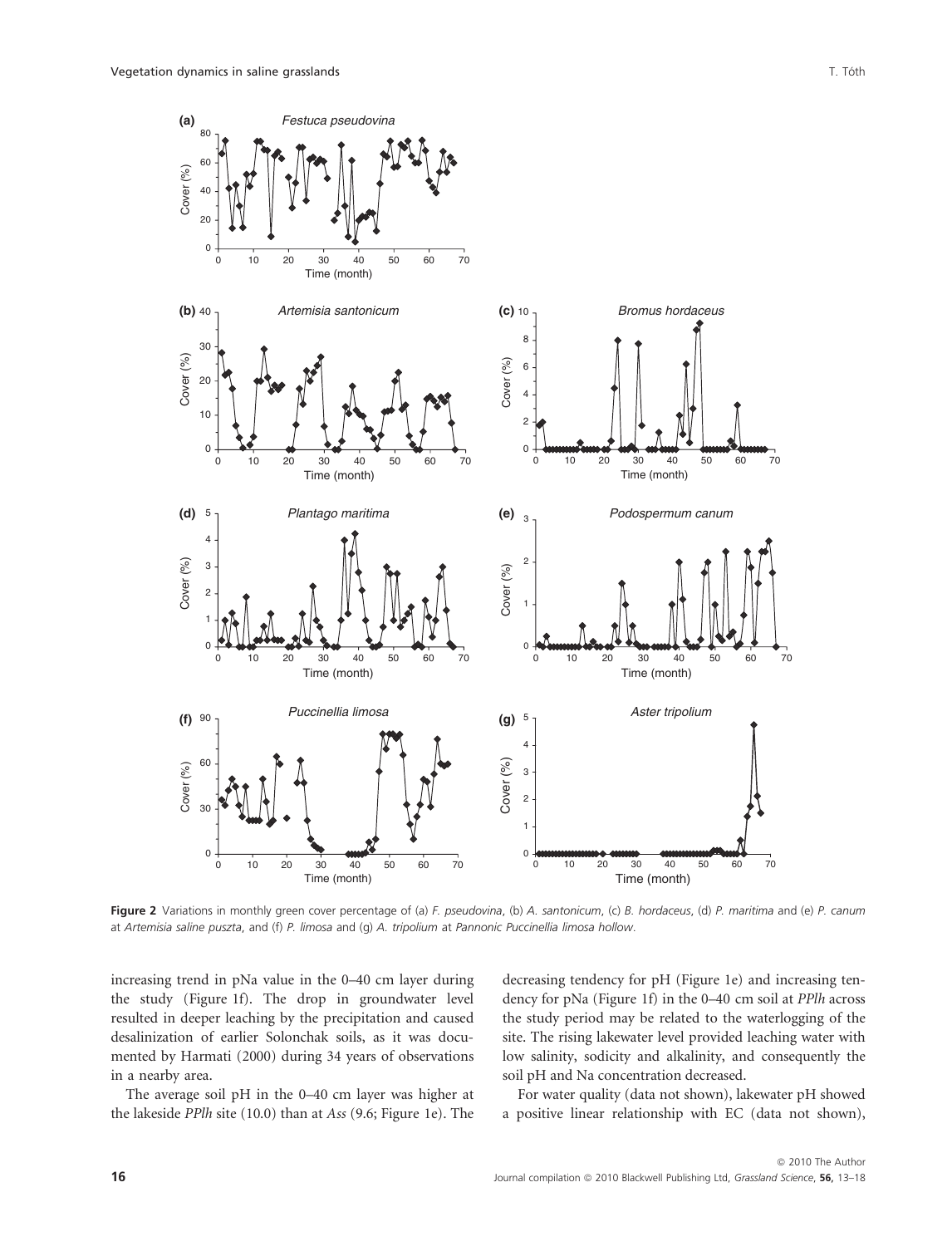**Figure 2** Variations in monthly green cover percentage of (a) *F. pseudovina*, (b) *A. santonicum*, (c) *B. hordaceus*, (d) *P. maritima* and (e) *P. canum* at *Artemisia saline puszta*, and (f) *P. limosa* and (g) *A. tripolium* at *Pannonic Puccinellia limosa hollow*.

increasing trend in pNa value in the 0–40 cm layer during the study (Figure 1f). The drop in groundwater level resulted in deeper leaching by the precipitation and caused desalinization of earlier Solonchak soils, as it was documented by Harmati (2000) during 34 years of observations in a nearby area.

The average soil pH in the 0–40 cm layer was higher at the lakeside *PPlh* site (10.0) than at *Ass* (9.6; Figure 1e). The decreasing tendency for pH (Figure 1e) and increasing tendency for pNa (Figure 1f) in the 0–40 cm soil at *PPlh* across the study period may be related to the waterlogging of the site. The rising lakewater level provided leaching water with low salinity, sodicity and alkalinity, and consequently the soil pH and Na concentration decreased.

For water quality (data not shown), lakewater pH showed a positive linear relationship with EC (data not shown),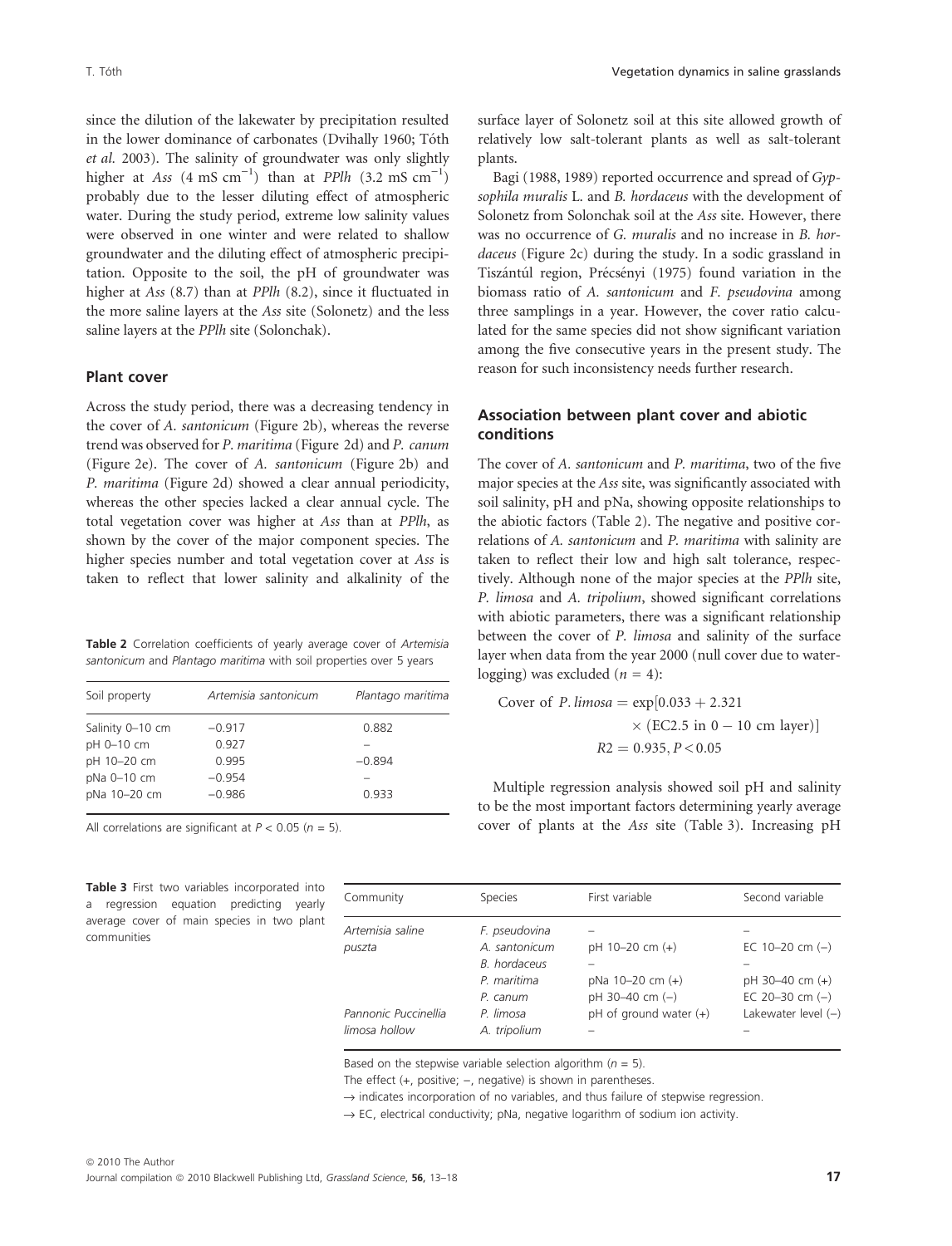since the dilution of the lakewater by precipitation resulted in the lower dominance of carbonates (Dvihally 1960; Tóth *et al.* 2003). The salinity of groundwater was only slightly higher at *Ass* (4 mS $cm^{-1}$) than at *PPlh* (3.2 mS $cm^{-1}$) probably due to the lesser diluting effect of atmospheric water. During the study period, extreme low salinity values were observed in one winter and were related to shallow groundwater and the diluting effect of atmospheric precipitation. Opposite to the soil, the pH of groundwater was higher at *Ass* (8.7) than at *PPlh* (8.2), since it fluctuated in the more saline layers at the *Ass* site (Solonetz) and the less saline layers at the *PPlh* site (Solonchak).

### Plant cover

Across the study period, there was a decreasing tendency in the cover of *A. santonicum* (Figure 2b), whereas the reverse trend was observed for *P. maritima* (Figure 2d) and *P. canum* (Figure 2e). The cover of *A. santonicum* (Figure 2b) and *P. maritima* (Figure 2d) showed a clear annual periodicity, whereas the other species lacked a clear annual cycle. The total vegetation cover was higher at *Ass* than at *PPlh*, as shown by the cover of the major component species. The higher species number and total vegetation cover at *Ass* is taken to reflect that lower salinity and alkalinity of the surface layer of Solonetz soil at this site allowed growth of relatively low salt-tolerant plants as well as salt-tolerant plants.

Bagi (1988, 1989) reported occurrence and spread of *Gypsophila muralis* L. and *B. hordaceus* with the development of Solonetz from Solonchak soil at the *Ass* site. However, there was no occurrence of *G. muralis* and no increase in *B. hordaceus* (Figure 2c) during the study. In a sodic grassland in Tiszántúl region, Précsényi (1975) found variation in the biomass ratio of *A. santonicum* and *F. pseudovina* among three samplings in a year. However, the cover ratio calculated for the same species did not show significant variation among the five consecutive years in the present study. The reason for such inconsistency needs further research.

### Association between plant cover and abiotic conditions

The cover of *A. santonicum* and *P. maritima*, two of the five major species at the *Ass* site, was significantly associated with soil salinity, pH and pNa, showing opposite relationships to the abiotic factors (Table 2). The negative and positive correlations of *A. santonicum* and *P. maritima* with salinity are taken to reflect their low and high salt tolerance, respectively. Although none of the major species at the *PPlh* site, *P. limosa* and *A. tripolium*, showed significant correlations with abiotic parameters, there was a significant relationship between the cover of *P. limosa* and salinity of the surface layer when data from the year 2000 (null cover due to waterlogging) was excluded ($n = 4$):

$$\text{Cover of } P.\ limosa = \exp[0.033 + 2.321 \times (\text{EC2.5 in } 0-10 \text{ cm layer})]$$
$$R2 = 0.935, P < 0.05$$

Multiple regression analysis showed soil pH and salinity to be the most important factors determining yearly average cover of plants at the *Ass* site (Table 3). Increasing pH

**Table 2** Correlation coefficients of yearly average cover of *Artemisia santonicum* and *Plantago maritima* with soil properties over 5 years

| Soil property | *Artemisia santonicum* | *Plantago maritima* |
|---|---|---|
| Salinity 0–10 cm | −0.917 | 0.882 |
| pH 0–10 cm | 0.927 | – |
| pH 10–20 cm | 0.995 | −0.894 |
| pNa 0–10 cm | −0.954 | – |
| pNa 10–20 cm | −0.986 | 0.933 |

All correlations are significant at $P < 0.05$ ($n = 5$).

**Table 3** First two variables incorporated into a regression equation predicting yearly average cover of main species in two plant communities

| Community | Species | First variable | Second variable |
|---|---|---|---|
| *Artemisia saline puszta* | *F. pseudovina* | – | – |
| | *A. santonicum* | pH 10–20 cm (+) | EC 10–20 cm (−) |
| | *B. hordaceus* | – | – |
| | *P. maritima* | pNa 10–20 cm (+) | pH 30–40 cm (+) |
| | *P. canum* | pH 30–40 cm (−) | EC 20–30 cm (−) |
| *Pannonic Puccinellia limosa hollow* | *P. limosa* | pH of ground water (+) | Lakewater level (−) |
| | *A. tripolium* | – | – |

Based on the stepwise variable selection algorithm ($n = 5$).

The effect (+, positive; −, negative) is shown in parentheses.

→ indicates incorporation of no variables, and thus failure of stepwise regression.

→ EC, electrical conductivity; pNa, negative logarithm of sodium ion activity.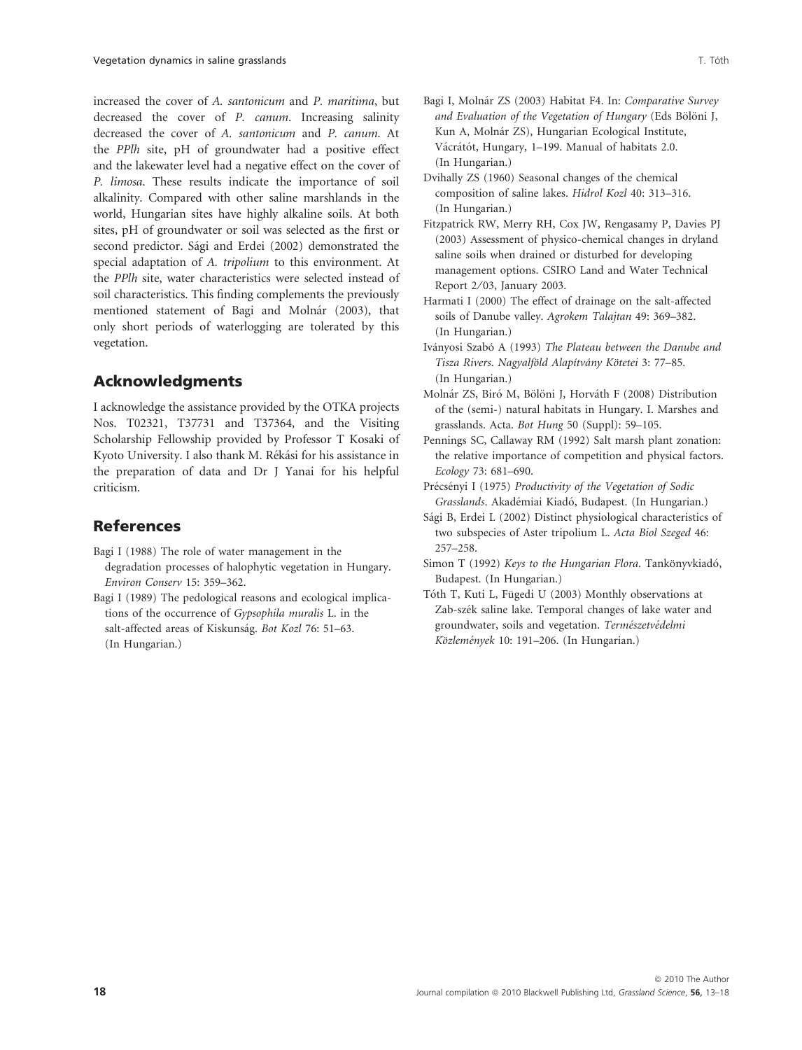increased the cover of *A. santonicum* and *P. maritima*, but decreased the cover of *P. canum*. Increasing salinity decreased the cover of *A. santonicum* and *P. canum*. At the *PPlh* site, pH of groundwater had a positive effect and the lakewater level had a negative effect on the cover of *P. limosa*. These results indicate the importance of soil alkalinity. Compared with other saline marshlands in the world, Hungarian sites have highly alkaline soils. At both sites, pH of groundwater or soil was selected as the first or second predictor. Sági and Erdei (2002) demonstrated the special adaptation of *A. tripolium* to this environment. At the *PPlh* site, water characteristics were selected instead of soil characteristics. This finding complements the previously mentioned statement of Bagi and Molnár (2003), that only short periods of waterlogging are tolerated by this vegetation.

## Acknowledgments

I acknowledge the assistance provided by the OTKA projects Nos. T02321, T37731 and T37364, and the Visiting Scholarship Fellowship provided by Professor T Kosaki of Kyoto University. I also thank M. Rékási for his assistance in the preparation of data and Dr J Yanai for his helpful criticism.

## References

Bagi I (1988) The role of water management in the degradation processes of halophytic vegetation in Hungary. *Environ Conserv* 15: 359–362.

Bagi I (1989) The pedological reasons and ecological implications of the occurrence of *Gypsophila muralis* L. in the salt-affected areas of Kiskunság. *Bot Kozl* 76: 51–63. (In Hungarian.)

Bagi I, Molnár ZS (2003) Habitat F4. In: *Comparative Survey and Evaluation of the Vegetation of Hungary* (Eds Bölöni J, Kun A, Molnár ZS), Hungarian Ecological Institute, Vácrátót, Hungary, 1–199. Manual of habitats 2.0. (In Hungarian.)

Dvihally ZS (1960) Seasonal changes of the chemical composition of saline lakes. *Hidrol Kozl* 40: 313–316. (In Hungarian.)

Fitzpatrick RW, Merry RH, Cox JW, Rengasamy P, Davies PJ (2003) Assessment of physico-chemical changes in dryland saline soils when drained or disturbed for developing management options. CSIRO Land and Water Technical Report 2/03, January 2003.

Harmati I (2000) The effect of drainage on the salt-affected soils of Danube valley. *Agrokem Talajtan* 49: 369–382. (In Hungarian.)

Iványosi Szabó A (1993) *The Plateau between the Danube and Tisza Rivers*. *Nagyalföld Alapítvány Kötetei* 3: 77–85. (In Hungarian.)

Molnár ZS, Biró M, Bölöni J, Horváth F (2008) Distribution of the (semi-) natural habitats in Hungary. I. Marshes and grasslands. Acta. *Bot Hung* 50 (Suppl): 59–105.

Pennings SC, Callaway RM (1992) Salt marsh plant zonation: the relative importance of competition and physical factors. *Ecology* 73: 681–690.

Précsényi I (1975) *Productivity of the Vegetation of Sodic Grasslands*. Akadémiai Kiadó, Budapest. (In Hungarian.)

Sági B, Erdei L (2002) Distinct physiological characteristics of two subspecies of Aster tripolium L. *Acta Biol Szeged* 46: 257–258.

Simon T (1992) *Keys to the Hungarian Flora*. Tankönyvkiadó, Budapest. (In Hungarian.)

Tóth T, Kuti L, Fügedi U (2003) Monthly observations at Zab-szék saline lake. Temporal changes of lake water and groundwater, soils and vegetation. *Természetvédelmi Közlemények* 10: 191–206. (In Hungarian.)